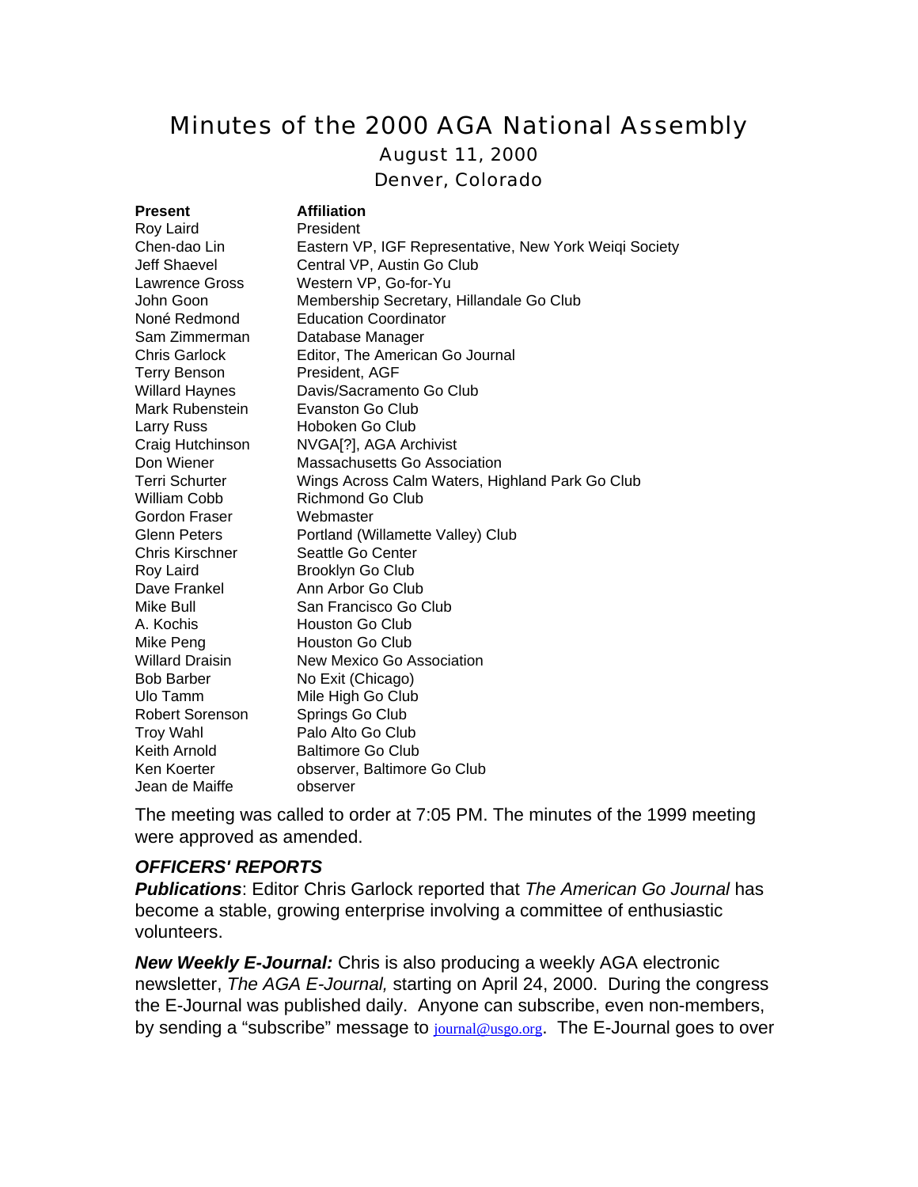# Minutes of the 2000 AGA National Assembly

## August 11, 2000

## Denver, Colorado

| Present | Affiliation |
|---|---|
| Roy Laird | President |
| Chen-dao Lin | Eastern VP, IGF Representative, New York Weiqi Society |
| Jeff Shaevel | Central VP, Austin Go Club |
| Lawrence Gross | Western VP, Go-for-Yu |
| John Goon | Membership Secretary, Hillandale Go Club |
| Noné Redmond | Education Coordinator |
| Sam Zimmerman | Database Manager |
| Chris Garlock | Editor, The American Go Journal |
| Terry Benson | President, AGF |
| Willard Haynes | Davis/Sacramento Go Club |
| Mark Rubenstein | Evanston Go Club |
| Larry Russ | Hoboken Go Club |
| Craig Hutchinson | NVGA[?], AGA Archivist |
| Don Wiener | Massachusetts Go Association |
| Terri Schurter | Wings Across Calm Waters, Highland Park Go Club |
| William Cobb | Richmond Go Club |
| Gordon Fraser | Webmaster |
| Glenn Peters | Portland (Willamette Valley) Club |
| Chris Kirschner | Seattle Go Center |
| Roy Laird | Brooklyn Go Club |
| Dave Frankel | Ann Arbor Go Club |
| Mike Bull | San Francisco Go Club |
| A. Kochis | Houston Go Club |
| Mike Peng | Houston Go Club |
| Willard Draisin | New Mexico Go Association |
| Bob Barber | No Exit (Chicago) |
| Ulo Tamm | Mile High Go Club |
| Robert Sorenson | Springs Go Club |
| Troy Wahl | Palo Alto Go Club |
| Keith Arnold | Baltimore Go Club |
| Ken Koerter | observer, Baltimore Go Club |
| Jean de Maiffe | observer |

The meeting was called to order at 7:05 PM. The minutes of the 1999 meeting were approved as amended.

### *OFFICERS' REPORTS*

***Publications***: Editor Chris Garlock reported that *The American Go Journal* has become a stable, growing enterprise involving a committee of enthusiastic volunteers.

***New Weekly E-Journal:*** Chris is also producing a weekly AGA electronic newsletter, *The AGA E-Journal,* starting on April 24, 2000. During the congress the E-Journal was published daily. Anyone can subscribe, even non-members, by sending a "subscribe" message to journal@usgo.org. The E-Journal goes to over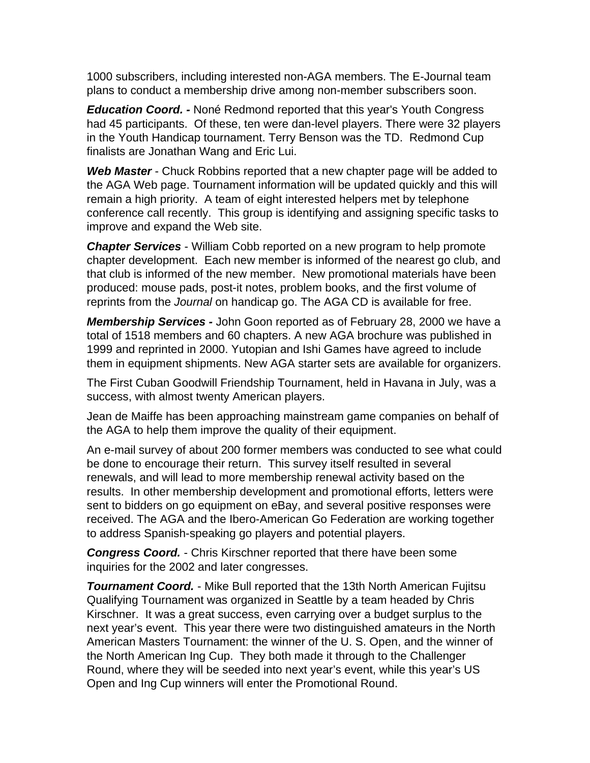1000 subscribers, including interested non-AGA members. The E-Journal team plans to conduct a membership drive among non-member subscribers soon.

***Education Coord. -*** Noné Redmond reported that this year's Youth Congress had 45 participants. Of these, ten were dan-level players. There were 32 players in the Youth Handicap tournament. Terry Benson was the TD. Redmond Cup finalists are Jonathan Wang and Eric Lui.

***Web Master*** - Chuck Robbins reported that a new chapter page will be added to the AGA Web page. Tournament information will be updated quickly and this will remain a high priority. A team of eight interested helpers met by telephone conference call recently. This group is identifying and assigning specific tasks to improve and expand the Web site.

***Chapter Services*** - William Cobb reported on a new program to help promote chapter development. Each new member is informed of the nearest go club, and that club is informed of the new member. New promotional materials have been produced: mouse pads, post-it notes, problem books, and the first volume of reprints from the *Journal* on handicap go. The AGA CD is available for free.

***Membership Services -*** John Goon reported as of February 28, 2000 we have a total of 1518 members and 60 chapters. A new AGA brochure was published in 1999 and reprinted in 2000. Yutopian and Ishi Games have agreed to include them in equipment shipments. New AGA starter sets are available for organizers.

The First Cuban Goodwill Friendship Tournament, held in Havana in July, was a success, with almost twenty American players.

Jean de Maiffe has been approaching mainstream game companies on behalf of the AGA to help them improve the quality of their equipment.

An e-mail survey of about 200 former members was conducted to see what could be done to encourage their return. This survey itself resulted in several renewals, and will lead to more membership renewal activity based on the results. In other membership development and promotional efforts, letters were sent to bidders on go equipment on eBay, and several positive responses were received. The AGA and the Ibero-American Go Federation are working together to address Spanish-speaking go players and potential players.

***Congress Coord.*** - Chris Kirschner reported that there have been some inquiries for the 2002 and later congresses.

***Tournament Coord.*** - Mike Bull reported that the 13th North American Fujitsu Qualifying Tournament was organized in Seattle by a team headed by Chris Kirschner. It was a great success, even carrying over a budget surplus to the next year's event. This year there were two distinguished amateurs in the North American Masters Tournament: the winner of the U. S. Open, and the winner of the North American Ing Cup. They both made it through to the Challenger Round, where they will be seeded into next year's event, while this year's US Open and Ing Cup winners will enter the Promotional Round.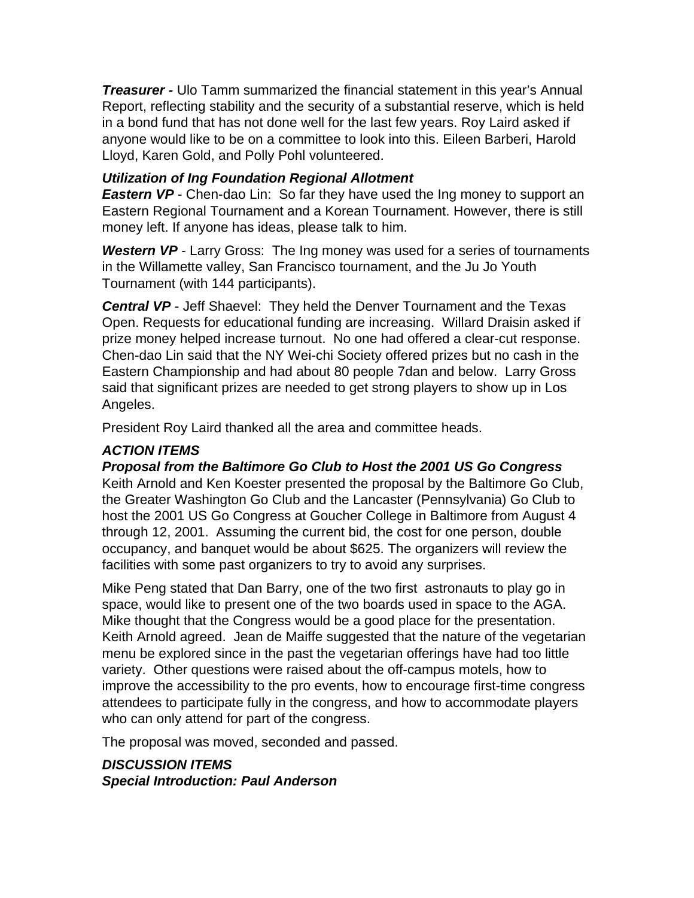***Treasurer -*** Ulo Tamm summarized the financial statement in this year's Annual Report, reflecting stability and the security of a substantial reserve, which is held in a bond fund that has not done well for the last few years. Roy Laird asked if anyone would like to be on a committee to look into this. Eileen Barberi, Harold Lloyd, Karen Gold, and Polly Pohl volunteered.

***Utilization of Ing Foundation Regional Allotment***

***Eastern VP*** - Chen-dao Lin: So far they have used the Ing money to support an Eastern Regional Tournament and a Korean Tournament. However, there is still money left. If anyone has ideas, please talk to him.

***Western VP*** - Larry Gross: The Ing money was used for a series of tournaments in the Willamette valley, San Francisco tournament, and the Ju Jo Youth Tournament (with 144 participants).

***Central VP*** - Jeff Shaevel: They held the Denver Tournament and the Texas Open. Requests for educational funding are increasing. Willard Draisin asked if prize money helped increase turnout. No one had offered a clear-cut response. Chen-dao Lin said that the NY Wei-chi Society offered prizes but no cash in the Eastern Championship and had about 80 people 7dan and below. Larry Gross said that significant prizes are needed to get strong players to show up in Los Angeles.

President Roy Laird thanked all the area and committee heads.

***ACTION ITEMS***

***Proposal from the Baltimore Go Club to Host the 2001 US Go Congress***

Keith Arnold and Ken Koester presented the proposal by the Baltimore Go Club, the Greater Washington Go Club and the Lancaster (Pennsylvania) Go Club to host the 2001 US Go Congress at Goucher College in Baltimore from August 4 through 12, 2001. Assuming the current bid, the cost for one person, double occupancy, and banquet would be about $625. The organizers will review the facilities with some past organizers to try to avoid any surprises.

Mike Peng stated that Dan Barry, one of the two first astronauts to play go in space, would like to present one of the two boards used in space to the AGA. Mike thought that the Congress would be a good place for the presentation. Keith Arnold agreed. Jean de Maiffe suggested that the nature of the vegetarian menu be explored since in the past the vegetarian offerings have had too little variety. Other questions were raised about the off-campus motels, how to improve the accessibility to the pro events, how to encourage first-time congress attendees to participate fully in the congress, and how to accommodate players who can only attend for part of the congress.

The proposal was moved, seconded and passed.

***DISCUSSION ITEMS***

***Special Introduction: Paul Anderson***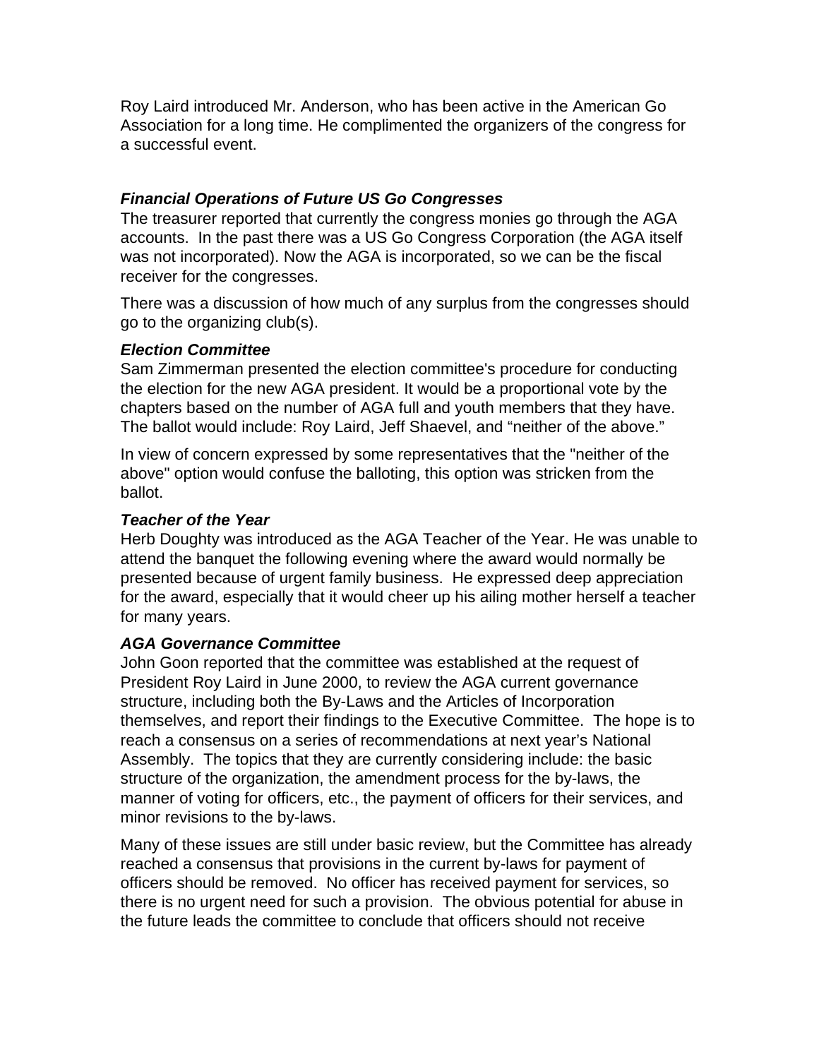Roy Laird introduced Mr. Anderson, who has been active in the American Go Association for a long time. He complimented the organizers of the congress for a successful event.

***Financial Operations of Future US Go Congresses***

The treasurer reported that currently the congress monies go through the AGA accounts. In the past there was a US Go Congress Corporation (the AGA itself was not incorporated). Now the AGA is incorporated, so we can be the fiscal receiver for the congresses.

There was a discussion of how much of any surplus from the congresses should go to the organizing club(s).

***Election Committee***

Sam Zimmerman presented the election committee's procedure for conducting the election for the new AGA president. It would be a proportional vote by the chapters based on the number of AGA full and youth members that they have. The ballot would include: Roy Laird, Jeff Shaevel, and "neither of the above."

In view of concern expressed by some representatives that the "neither of the above" option would confuse the balloting, this option was stricken from the ballot.

***Teacher of the Year***

Herb Doughty was introduced as the AGA Teacher of the Year. He was unable to attend the banquet the following evening where the award would normally be presented because of urgent family business. He expressed deep appreciation for the award, especially that it would cheer up his ailing mother herself a teacher for many years.

***AGA Governance Committee***

John Goon reported that the committee was established at the request of President Roy Laird in June 2000, to review the AGA current governance structure, including both the By-Laws and the Articles of Incorporation themselves, and report their findings to the Executive Committee. The hope is to reach a consensus on a series of recommendations at next year's National Assembly. The topics that they are currently considering include: the basic structure of the organization, the amendment process for the by-laws, the manner of voting for officers, etc., the payment of officers for their services, and minor revisions to the by-laws.

Many of these issues are still under basic review, but the Committee has already reached a consensus that provisions in the current by-laws for payment of officers should be removed. No officer has received payment for services, so there is no urgent need for such a provision. The obvious potential for abuse in the future leads the committee to conclude that officers should not receive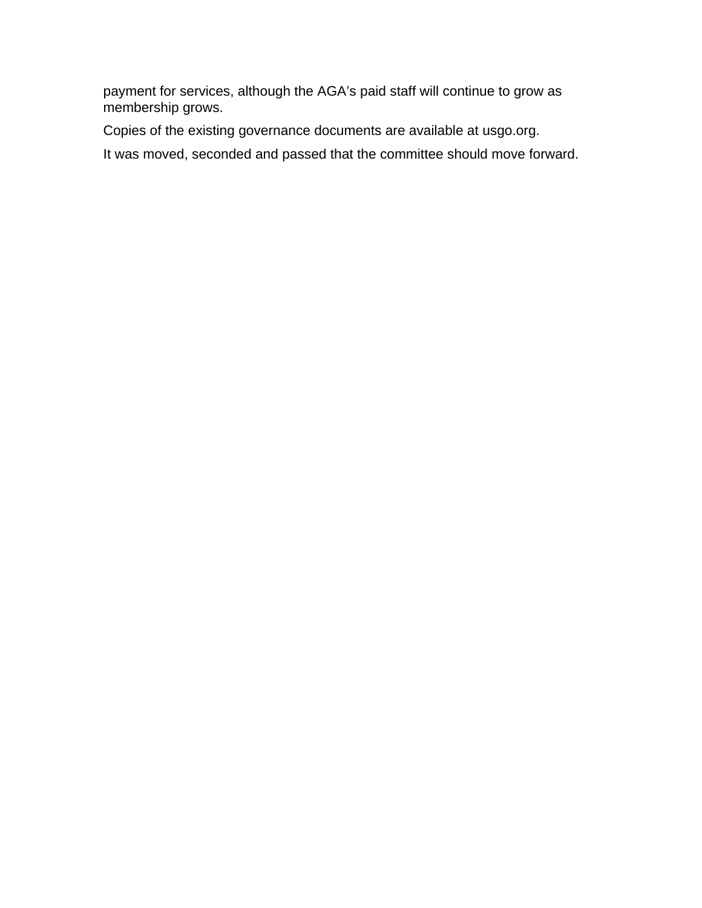payment for services, although the AGA's paid staff will continue to grow as membership grows.

Copies of the existing governance documents are available at usgo.org.

It was moved, seconded and passed that the committee should move forward.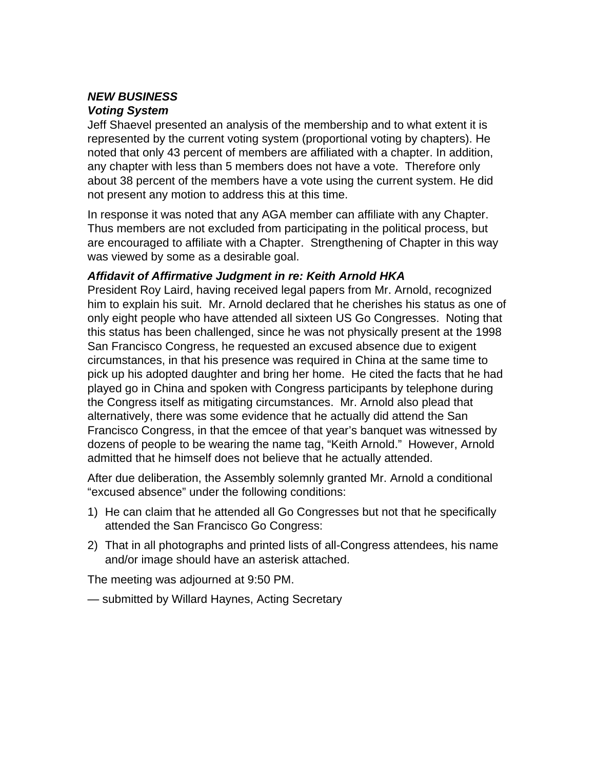***NEW BUSINESS***

***Voting System***

Jeff Shaevel presented an analysis of the membership and to what extent it is represented by the current voting system (proportional voting by chapters). He noted that only 43 percent of members are affiliated with a chapter. In addition, any chapter with less than 5 members does not have a vote. Therefore only about 38 percent of the members have a vote using the current system. He did not present any motion to address this at this time.

In response it was noted that any AGA member can affiliate with any Chapter. Thus members are not excluded from participating in the political process, but are encouraged to affiliate with a Chapter. Strengthening of Chapter in this way was viewed by some as a desirable goal.

***Affidavit of Affirmative Judgment in re: Keith Arnold HKA***

President Roy Laird, having received legal papers from Mr. Arnold, recognized him to explain his suit. Mr. Arnold declared that he cherishes his status as one of only eight people who have attended all sixteen US Go Congresses. Noting that this status has been challenged, since he was not physically present at the 1998 San Francisco Congress, he requested an excused absence due to exigent circumstances, in that his presence was required in China at the same time to pick up his adopted daughter and bring her home. He cited the facts that he had played go in China and spoken with Congress participants by telephone during the Congress itself as mitigating circumstances. Mr. Arnold also plead that alternatively, there was some evidence that he actually did attend the San Francisco Congress, in that the emcee of that year's banquet was witnessed by dozens of people to be wearing the name tag, "Keith Arnold." However, Arnold admitted that he himself does not believe that he actually attended.

After due deliberation, the Assembly solemnly granted Mr. Arnold a conditional "excused absence" under the following conditions:

1) He can claim that he attended all Go Congresses but not that he specifically attended the San Francisco Go Congress:
2) That in all photographs and printed lists of all-Congress attendees, his name and/or image should have an asterisk attached.

The meeting was adjourned at 9:50 PM.

— submitted by Willard Haynes, Acting Secretary